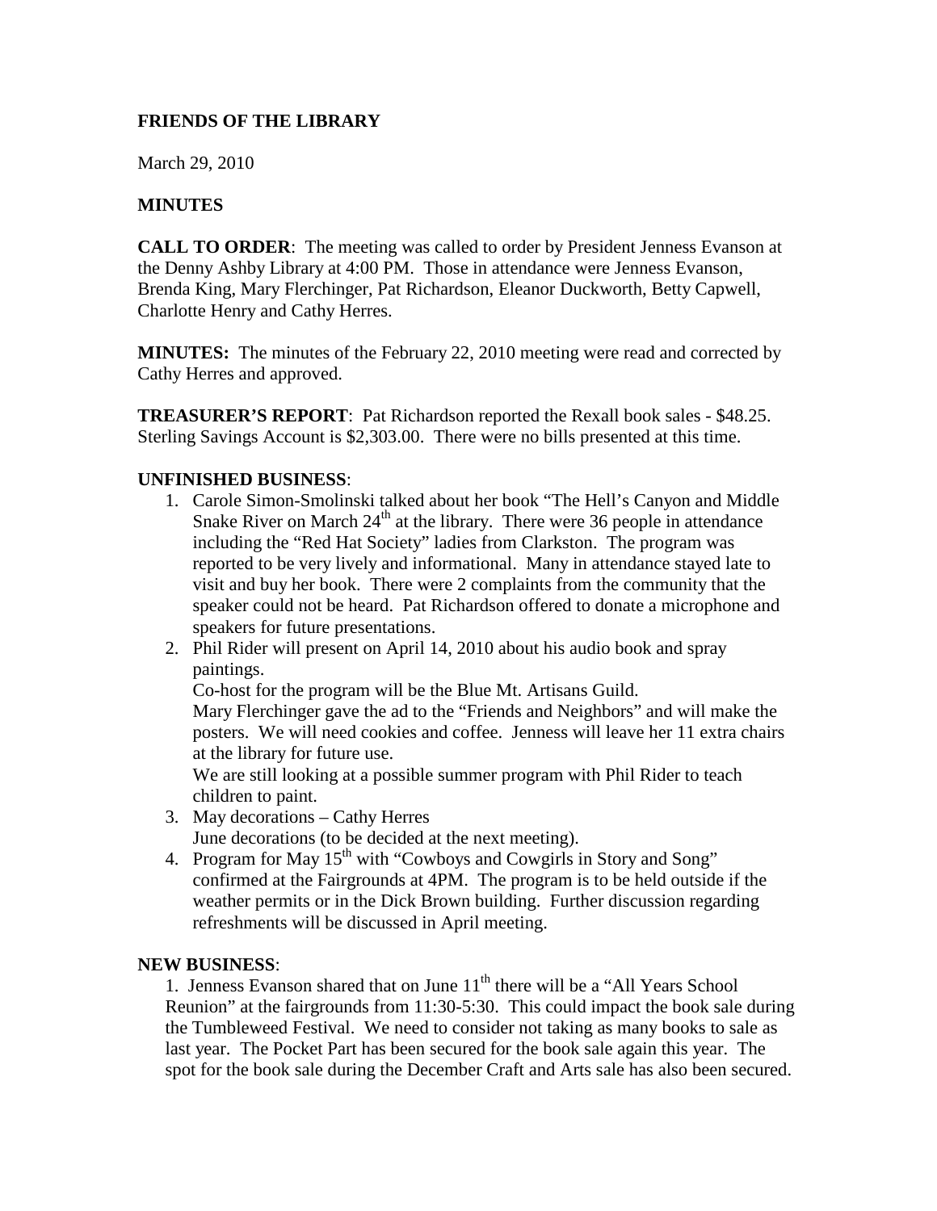**FRIENDS OF THE LIBRARY**

March 29, 2010

**MINUTES**

**CALL TO ORDER**: The meeting was called to order by President Jenness Evanson at the Denny Ashby Library at 4:00 PM. Those in attendance were Jenness Evanson, Brenda King, Mary Flerchinger, Pat Richardson, Eleanor Duckworth, Betty Capwell, Charlotte Henry and Cathy Herres.

**MINUTES:** The minutes of the February 22, 2010 meeting were read and corrected by Cathy Herres and approved.

**TREASURER'S REPORT**: Pat Richardson reported the Rexall book sales - $48.25. Sterling Savings Account is $2,303.00. There were no bills presented at this time.

**UNFINISHED BUSINESS**:

1. Carole Simon-Smolinski talked about her book "The Hell's Canyon and Middle Snake River on March 24th at the library. There were 36 people in attendance including the "Red Hat Society" ladies from Clarkston. The program was reported to be very lively and informational. Many in attendance stayed late to visit and buy her book. There were 2 complaints from the community that the speaker could not be heard. Pat Richardson offered to donate a microphone and speakers for future presentations.
2. Phil Rider will present on April 14, 2010 about his audio book and spray paintings.

   Co-host for the program will be the Blue Mt. Artisans Guild.

   Mary Flerchinger gave the ad to the "Friends and Neighbors" and will make the posters. We will need cookies and coffee. Jenness will leave her 11 extra chairs at the library for future use.

   We are still looking at a possible summer program with Phil Rider to teach children to paint.
3. May decorations – Cathy Herres

   June decorations (to be decided at the next meeting).
4. Program for May 15th with "Cowboys and Cowgirls in Story and Song" confirmed at the Fairgrounds at 4PM. The program is to be held outside if the weather permits or in the Dick Brown building. Further discussion regarding refreshments will be discussed in April meeting.

**NEW BUSINESS**:

1. Jenness Evanson shared that on June 11th there will be a "All Years School Reunion" at the fairgrounds from 11:30-5:30. This could impact the book sale during the Tumbleweed Festival. We need to consider not taking as many books to sale as last year. The Pocket Part has been secured for the book sale again this year. The spot for the book sale during the December Craft and Arts sale has also been secured.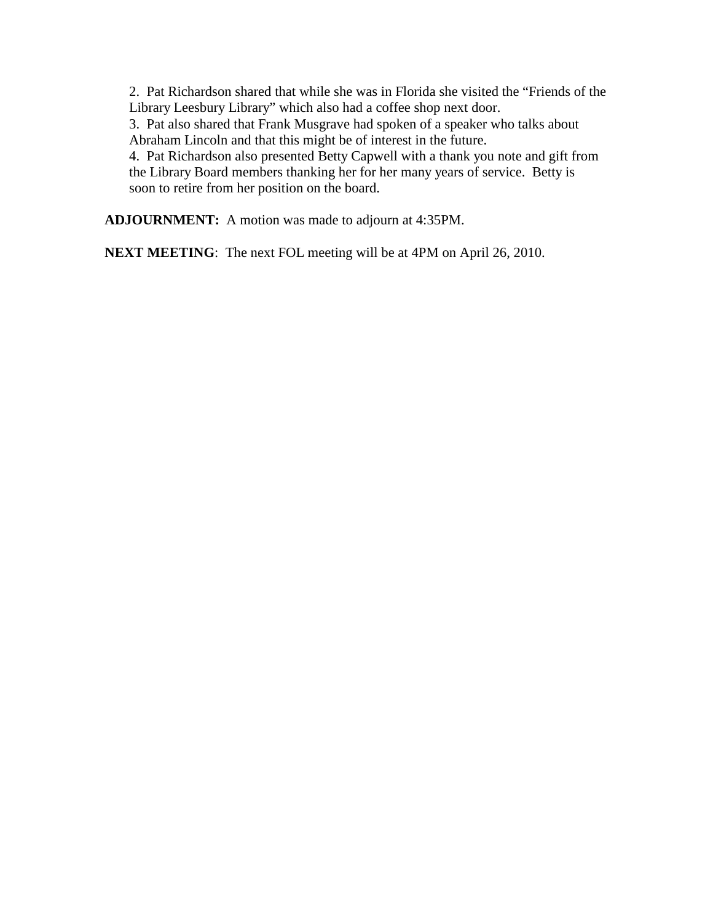2. Pat Richardson shared that while she was in Florida she visited the "Friends of the Library Leesbury Library" which also had a coffee shop next door.
3. Pat also shared that Frank Musgrave had spoken of a speaker who talks about Abraham Lincoln and that this might be of interest in the future.
4. Pat Richardson also presented Betty Capwell with a thank you note and gift from the Library Board members thanking her for her many years of service. Betty is soon to retire from her position on the board.

**ADJOURNMENT:** A motion was made to adjourn at 4:35PM.

**NEXT MEETING**: The next FOL meeting will be at 4PM on April 26, 2010.